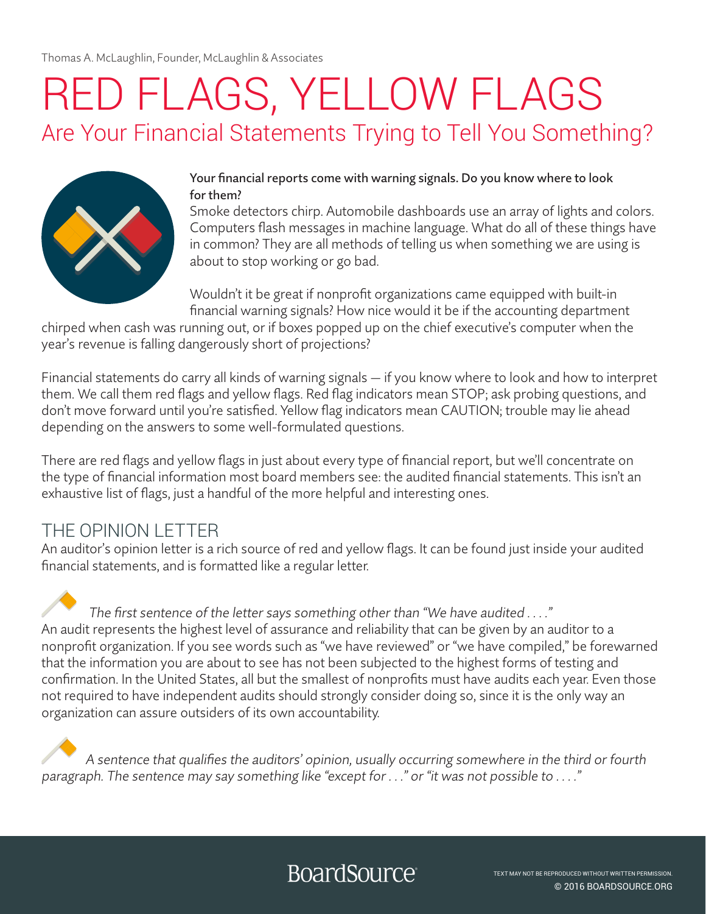Thomas A. McLaughlin, Founder, McLaughlin & Associates

# RED FLAGS, YELLOW FLAGS

## Are Your Financial Statements Trying to Tell You Something?

**Your financial reports come with warning signals. Do you know where to look for them?**

Smoke detectors chirp. Automobile dashboards use an array of lights and colors. Computers flash messages in machine language. What do all of these things have in common? They are all methods of telling us when something we are using is about to stop working or go bad.

Wouldn't it be great if nonprofit organizations came equipped with built-in financial warning signals? How nice would it be if the accounting department chirped when cash was running out, or if boxes popped up on the chief executive's computer when the year's revenue is falling dangerously short of projections?

Financial statements do carry all kinds of warning signals — if you know where to look and how to interpret them. We call them red flags and yellow flags. Red flag indicators mean STOP; ask probing questions, and don't move forward until you're satisfied. Yellow flag indicators mean CAUTION; trouble may lie ahead depending on the answers to some well-formulated questions.

There are red flags and yellow flags in just about every type of financial report, but we'll concentrate on the type of financial information most board members see: the audited financial statements. This isn't an exhaustive list of flags, just a handful of the more helpful and interesting ones.

## THE OPINION LETTER

An auditor's opinion letter is a rich source of red and yellow flags. It can be found just inside your audited financial statements, and is formatted like a regular letter.

*The first sentence of the letter says something other than "We have audited . . . ."*
An audit represents the highest level of assurance and reliability that can be given by an auditor to a nonprofit organization. If you see words such as "we have reviewed" or "we have compiled," be forewarned that the information you are about to see has not been subjected to the highest forms of testing and confirmation. In the United States, all but the smallest of nonprofits must have audits each year. Even those not required to have independent audits should strongly consider doing so, since it is the only way an organization can assure outsiders of its own accountability.

*A sentence that qualifies the auditors' opinion, usually occurring somewhere in the third or fourth paragraph. The sentence may say something like "except for . . ." or "it was not possible to . . . ."*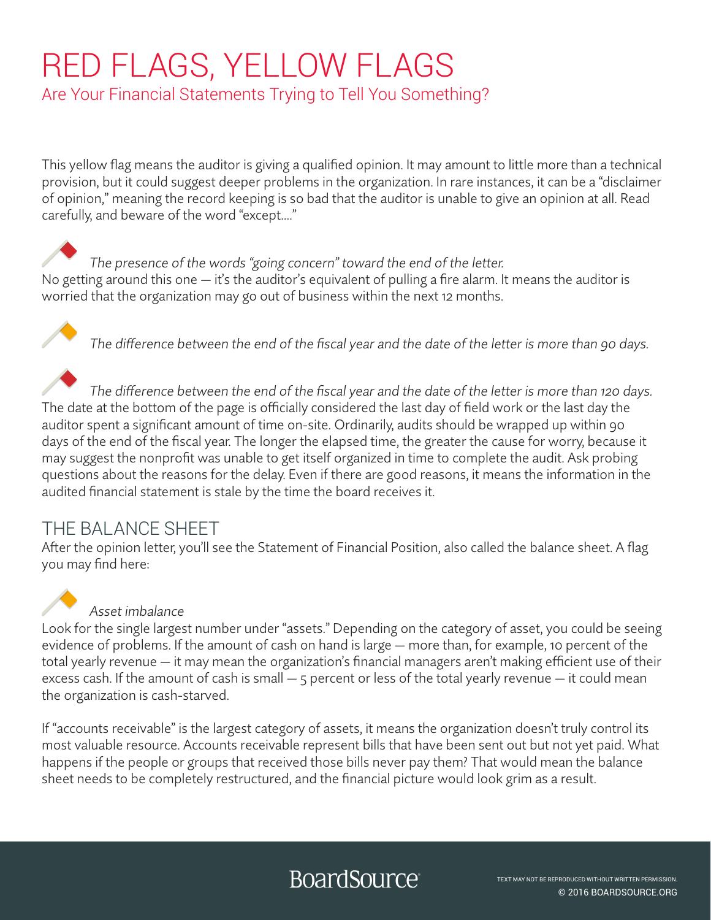# RED FLAGS, YELLOW FLAGS

Are Your Financial Statements Trying to Tell You Something?

This yellow flag means the auditor is giving a qualified opinion. It may amount to little more than a technical provision, but it could suggest deeper problems in the organization. In rare instances, it can be a "disclaimer of opinion," meaning the record keeping is so bad that the auditor is unable to give an opinion at all. Read carefully, and beware of the word "except...."

*The presence of the words "going concern" toward the end of the letter.*
No getting around this one — it's the auditor's equivalent of pulling a fire alarm. It means the auditor is worried that the organization may go out of business within the next 12 months.

*The difference between the end of the fiscal year and the date of the letter is more than 90 days.*

*The difference between the end of the fiscal year and the date of the letter is more than 120 days.*
The date at the bottom of the page is officially considered the last day of field work or the last day the auditor spent a significant amount of time on-site. Ordinarily, audits should be wrapped up within 90 days of the end of the fiscal year. The longer the elapsed time, the greater the cause for worry, because it may suggest the nonprofit was unable to get itself organized in time to complete the audit. Ask probing questions about the reasons for the delay. Even if there are good reasons, it means the information in the audited financial statement is stale by the time the board receives it.

## THE BALANCE SHEET

After the opinion letter, you'll see the Statement of Financial Position, also called the balance sheet. A flag you may find here:

*Asset imbalance*
Look for the single largest number under "assets." Depending on the category of asset, you could be seeing evidence of problems. If the amount of cash on hand is large — more than, for example, 10 percent of the total yearly revenue — it may mean the organization's financial managers aren't making efficient use of their excess cash. If the amount of cash is small — 5 percent or less of the total yearly revenue — it could mean the organization is cash-starved.

If "accounts receivable" is the largest category of assets, it means the organization doesn't truly control its most valuable resource. Accounts receivable represent bills that have been sent out but not yet paid. What happens if the people or groups that received those bills never pay them? That would mean the balance sheet needs to be completely restructured, and the financial picture would look grim as a result.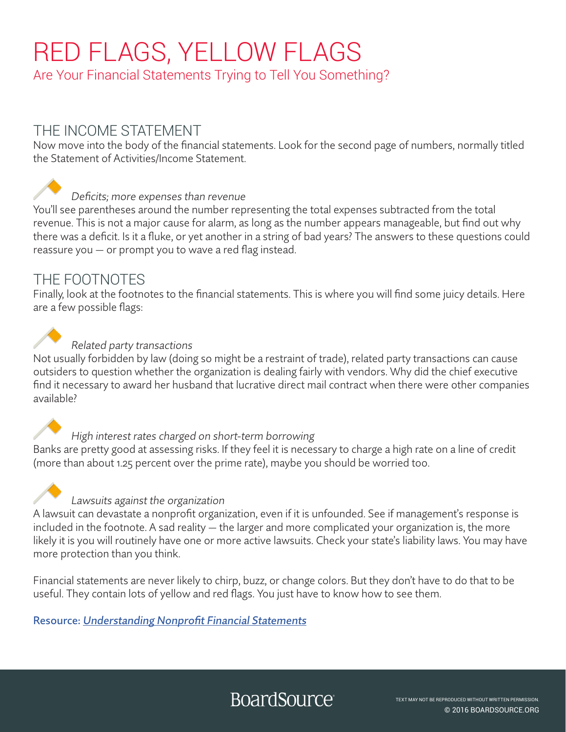# RED FLAGS, YELLOW FLAGS

Are Your Financial Statements Trying to Tell You Something?

## THE INCOME STATEMENT

Now move into the body of the financial statements. Look for the second page of numbers, normally titled the Statement of Activities/Income Statement.

*Deficits; more expenses than revenue*

You'll see parentheses around the number representing the total expenses subtracted from the total revenue. This is not a major cause for alarm, as long as the number appears manageable, but find out why there was a deficit. Is it a fluke, or yet another in a string of bad years? The answers to these questions could reassure you — or prompt you to wave a red flag instead.

## THE FOOTNOTES

Finally, look at the footnotes to the financial statements. This is where you will find some juicy details. Here are a few possible flags:

*Related party transactions*

Not usually forbidden by law (doing so might be a restraint of trade), related party transactions can cause outsiders to question whether the organization is dealing fairly with vendors. Why did the chief executive find it necessary to award her husband that lucrative direct mail contract when there were other companies available?

*High interest rates charged on short-term borrowing*

Banks are pretty good at assessing risks. If they feel it is necessary to charge a high rate on a line of credit (more than about 1.25 percent over the prime rate), maybe you should be worried too.

*Lawsuits against the organization*

A lawsuit can devastate a nonprofit organization, even if it is unfounded. See if management's response is included in the footnote. A sad reality — the larger and more complicated your organization is, the more likely it is you will routinely have one or more active lawsuits. Check your state's liability laws. You may have more protection than you think.

Financial statements are never likely to chirp, buzz, or change colors. But they don't have to do that to be useful. They contain lots of yellow and red flags. You just have to know how to see them.

**Resource:** *Understanding Nonprofit Financial Statements*

BoardSource

TEXT MAY NOT BE REPRODUCED WITHOUT WRITTEN PERMISSION.
© 2016 BOARDSOURCE.ORG